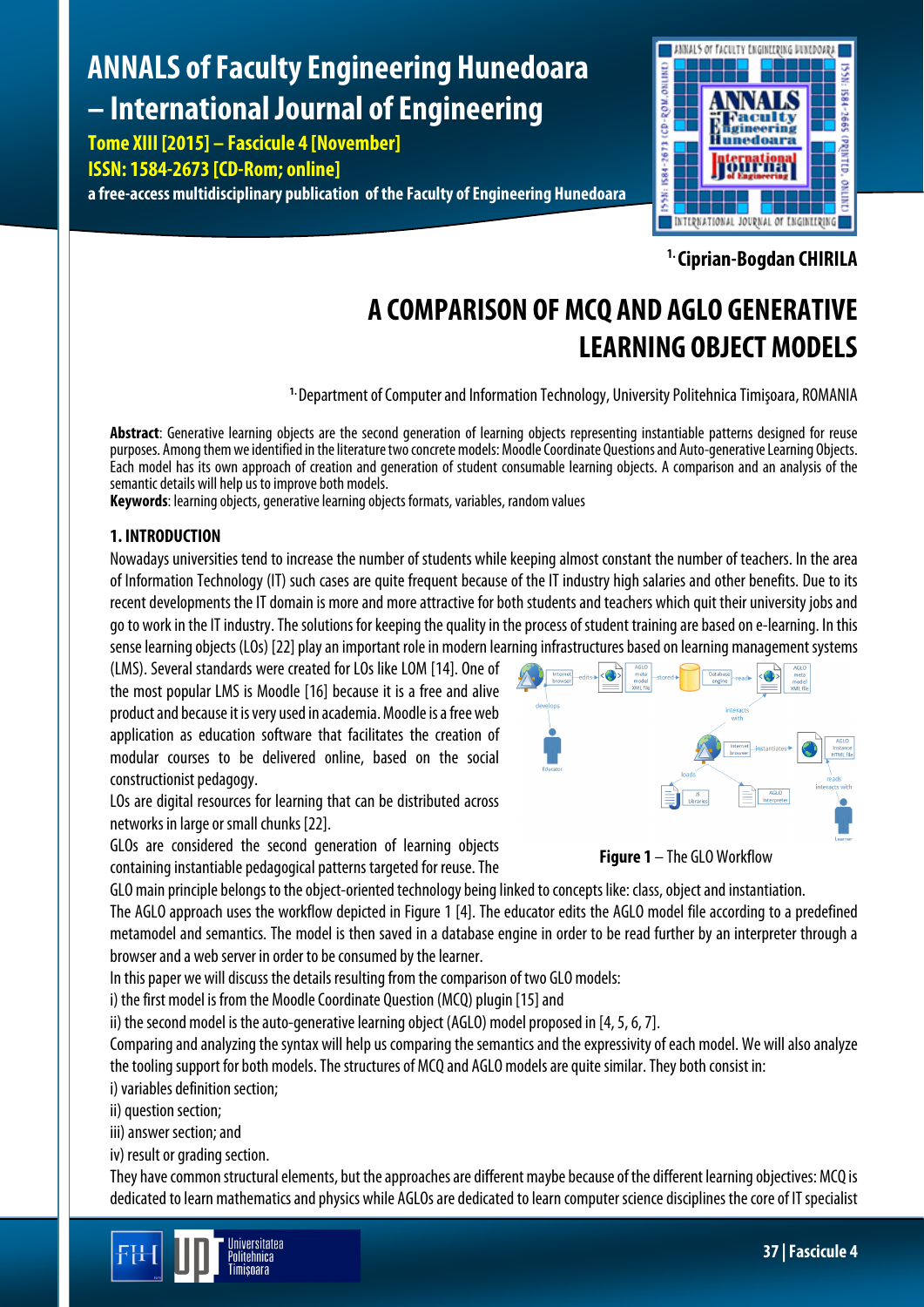[1.] Ciprian-Bogdan CHIRILA

# A COMPARISON OF MCQ AND AGLO GENERATIVE LEARNING OBJECT MODELS

[1.] Department of Computer and Information Technology, University Politehnica Timişoara, ROMANIA

**Abstract**: Generative learning objects are the second generation of learning objects representing instantiable patterns designed for reuse purposes. Among them we identified in the literature two concrete models: Moodle Coordinate Questions and Auto-generative Learning Objects. Each model has its own approach of creation and generation of student consumable learning objects. A comparison and an analysis of the semantic details will help us to improve both models.

**Keywords**: learning objects, generative learning objects formats, variables, random values

## 1. INTRODUCTION

Nowadays universities tend to increase the number of students while keeping almost constant the number of teachers. In the area of Information Technology (IT) such cases are quite frequent because of the IT industry high salaries and other benefits. Due to its recent developments the IT domain is more and more attractive for both students and teachers which quit their university jobs and go to work in the IT industry. The solutions for keeping the quality in the process of student training are based on e-learning. In this sense learning objects (LOs) [22] play an important role in modern learning infrastructures based on learning management systems (LMS). Several standards were created for LOs like LOM [14]. One of the most popular LMS is Moodle [16] because it is a free and alive product and because it is very used in academia. Moodle is a free web application as education software that facilitates the creation of modular courses to be delivered online, based on the social constructionist pedagogy.

LOs are digital resources for learning that can be distributed across networks in large or small chunks [22].

GLOs are considered the second generation of learning objects containing instantiable pedagogical patterns targeted for reuse. The GLO main principle belongs to the object-oriented technology being linked to concepts like: class, object and instantiation.

**Figure 1** – The GLO Workflow

The AGLO approach uses the workflow depicted in Figure 1 [4]. The educator edits the AGLO model file according to a predefined metamodel and semantics. The model is then saved in a database engine in order to be read further by an interpreter through a browser and a web server in order to be consumed by the learner.

In this paper we will discuss the details resulting from the comparison of two GLO models:

i) the first model is from the Moodle Coordinate Question (MCQ) plugin [15] and

ii) the second model is the auto-generative learning object (AGLO) model proposed in [4, 5, 6, 7].

Comparing and analyzing the syntax will help us comparing the semantics and the expressivity of each model. We will also analyze the tooling support for both models. The structures of MCQ and AGLO models are quite similar. They both consist in:

i) variables definition section;

ii) question section;

iii) answer section; and

iv) result or grading section.

They have common structural elements, but the approaches are different maybe because of the different learning objectives: MCQ is dedicated to learn mathematics and physics while AGLOs are dedicated to learn computer science disciplines the core of IT specialist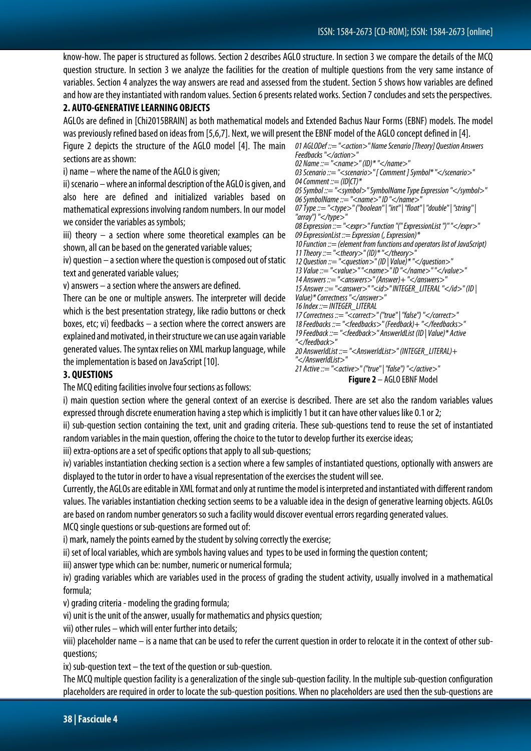know-how. The paper is structured as follows. Section 2 describes AGLO structure. In section 3 we compare the details of the MCQ question structure. In section 3 we analyze the facilities for the creation of multiple questions from the very same instance of variables. Section 4 analyzes the way answers are read and assessed from the student. Section 5 shows how variables are defined and how are they instantiated with random values. Section 6 presents related works. Section 7 concludes and sets the perspectives.

## 2. AUTO-GENERATIVE LEARNING OBJECTS

AGLOs are defined in [Chi2015BRAIN] as both mathematical models and Extended Bachus Naur Forms (EBNF) models. The model was previously refined based on ideas from [5,6,7]. Next, we will present the EBNF model of the AGLO concept defined in [4].

Figure 2 depicts the structure of the AGLO model [4]. The main sections are as shown:

i) name – where the name of the AGLO is given;

ii) scenario – where an informal description of the AGLO is given, and also here are defined and initialized variables based on mathematical expressions involving random numbers. In our model we consider the variables as symbols;

iii) theory – a section where some theoretical examples can be shown, all can be based on the generated variable values;

iv) question – a section where the question is composed out of static text and generated variable values;

v) answers – a section where the answers are defined.

There can be one or multiple answers. The interpreter will decide which is the best presentation strategy, like radio buttons or check boxes, etc; vi) feedbacks – a section where the correct answers are explained and motivated, in their structure we can use again variable generated values. The syntax relies on XML markup language, while the implementation is based on JavaScript [10].

```
01 AGLODef ::= "<action>" Name Scenario [Theory] Question Answers Feedbacks "</action>"
02 Name ::= "<name>" (ID)* "</name>"
03 Scenario ::= "<scenario>" [ Comment ] Symbol* "</scenario>"
04 Comment ::= (ID|CT)*
05 Symbol ::= "<symbol>" SymbolName Type Expression "</symbol>"
06 SymbolName ::= "<name>" ID "</name>"
07 Type ::= "<type>" ("boolean" | "int" | "float" | "double" | "string" | "array") "</type>"
08 Expression ::= "<expr>" Function "(" ExpressionList ")" "</expr>"
09 ExpressionList ::= Expression (, Expression)*
10 Function ::= (element from functions and operators list of JavaScript)
11 Theory ::= "<theory>" (ID)* "</theory>"
12 Question ::= "<question>" (ID | Value)* "</question>"
13 Value ::= "<value>" "<name>" ID "</name>" "</value>"
14 Answers ::= "<answers>" (Answer)+ "</answers>"
15 Answer ::= "<answer>" "<id>" INTEGER_LITERAL "</id>" (ID | Value)* Correctness "</answer>"
16 Index ::= INTEGER_LITERAL
17 Correctness ::= "<correct>" ("true" | "false") "</correct>"
18 Feedbacks ::= "<feedbacks>" (Feedback)+ "</feedbacks>"
19 Feedback ::= "<feedback>" AnswerIdList (ID | Value)* Active "</feedback>"
20 AnswerIdList ::= "<AnswerIdList>" (INTEGER_LITERAL)+ "</AnswerIdList>"
21 Active ::= "<active>" ("true" | "false") "</active>"
```

**Figure 2** – AGLO EBNF Model

## 3. QUESTIONS

The MCQ editing facilities involve four sections as follows:

i) main question section where the general context of an exercise is described. There are set also the random variables values expressed through discrete enumeration having a step which is implicitly 1 but it can have other values like 0.1 or 2;

ii) sub-question section containing the text, unit and grading criteria. These sub-questions tend to reuse the set of instantiated random variables in the main question, offering the choice to the tutor to develop further its exercise ideas;

iii) extra-options are a set of specific options that apply to all sub-questions;

iv) variables instantiation checking section is a section where a few samples of instantiated questions, optionally with answers are displayed to the tutor in order to have a visual representation of the exercises the student will see.

Currently, the AGLOs are editable in XML format and only at runtime the model is interpreted and instantiated with different random values. The variables instantiation checking section seems to be a valuable idea in the design of generative learning objects. AGLOs are based on random number generators so such a facility would discover eventual errors regarding generated values.

MCQ single questions or sub-questions are formed out of:

i) mark, namely the points earned by the student by solving correctly the exercise;

ii) set of local variables, which are symbols having values and types to be used in forming the question content;

iii) answer type which can be: number, numeric or numerical formula;

iv) grading variables which are variables used in the process of grading the student activity, usually involved in a mathematical formula;

v) grading criteria - modeling the grading formula;

vi) unit is the unit of the answer, usually for mathematics and physics question;

vii) other rules – which will enter further into details;

viii) placeholder name – is a name that can be used to refer the current question in order to relocate it in the context of other sub-questions;

ix) sub-question text – the text of the question or sub-question.

The MCQ multiple question facility is a generalization of the single sub-question facility. In the multiple sub-question configuration placeholders are required in order to locate the sub-question positions. When no placeholders are used then the sub-questions are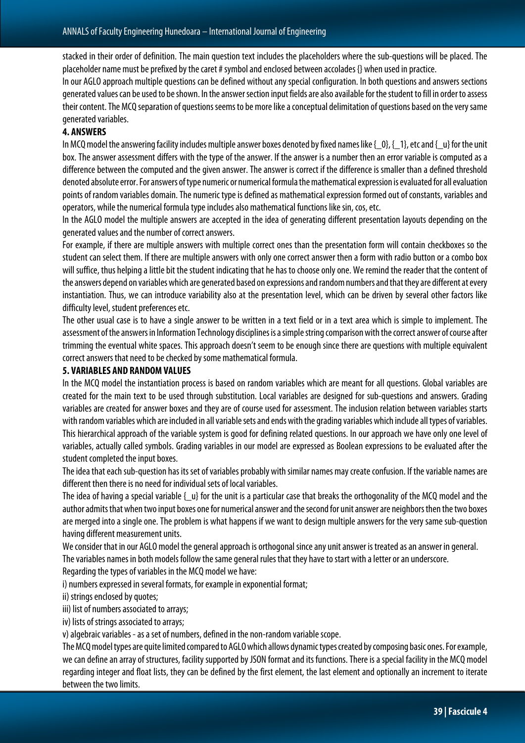stacked in their order of definition. The main question text includes the placeholders where the sub-questions will be placed. The placeholder name must be prefixed by the caret # symbol and enclosed between accolades {} when used in practice.

In our AGLO approach multiple questions can be defined without any special configuration. In both questions and answers sections generated values can be used to be shown. In the answer section input fields are also available for the student to fill in order to assess their content. The MCQ separation of questions seems to be more like a conceptual delimitation of questions based on the very same generated variables.

## 4. ANSWERS

In MCQ model the answering facility includes multiple answer boxes denoted by fixed names like {_0}, {_1}, etc and {_u} for the unit box. The answer assessment differs with the type of the answer. If the answer is a number then an error variable is computed as a difference between the computed and the given answer. The answer is correct if the difference is smaller than a defined threshold denoted absolute error. For answers of type numeric or numerical formula the mathematical expression is evaluated for all evaluation points of random variables domain. The numeric type is defined as mathematical expression formed out of constants, variables and operators, while the numerical formula type includes also mathematical functions like sin, cos, etc.

In the AGLO model the multiple answers are accepted in the idea of generating different presentation layouts depending on the generated values and the number of correct answers.

For example, if there are multiple answers with multiple correct ones than the presentation form will contain checkboxes so the student can select them. If there are multiple answers with only one correct answer then a form with radio button or a combo box will suffice, thus helping a little bit the student indicating that he has to choose only one. We remind the reader that the content of the answers depend on variables which are generated based on expressions and random numbers and that they are different at every instantiation. Thus, we can introduce variability also at the presentation level, which can be driven by several other factors like difficulty level, student preferences etc.

The other usual case is to have a single answer to be written in a text field or in a text area which is simple to implement. The assessment of the answers in Information Technology disciplines is a simple string comparison with the correct answer of course after trimming the eventual white spaces. This approach doesn't seem to be enough since there are questions with multiple equivalent correct answers that need to be checked by some mathematical formula.

## 5. VARIABLES AND RANDOM VALUES

In the MCQ model the instantiation process is based on random variables which are meant for all questions. Global variables are created for the main text to be used through substitution. Local variables are designed for sub-questions and answers. Grading variables are created for answer boxes and they are of course used for assessment. The inclusion relation between variables starts with random variables which are included in all variable sets and ends with the grading variables which include all types of variables. This hierarchical approach of the variable system is good for defining related questions. In our approach we have only one level of variables, actually called symbols. Grading variables in our model are expressed as Boolean expressions to be evaluated after the student completed the input boxes.

The idea that each sub-question has its set of variables probably with similar names may create confusion. If the variable names are different then there is no need for individual sets of local variables.

The idea of having a special variable {_u} for the unit is a particular case that breaks the orthogonality of the MCQ model and the author admits that when two input boxes one for numerical answer and the second for unit answer are neighbors then the two boxes are merged into a single one. The problem is what happens if we want to design multiple answers for the very same sub-question having different measurement units.

We consider that in our AGLO model the general approach is orthogonal since any unit answer is treated as an answer in general.

The variables names in both models follow the same general rules that they have to start with a letter or an underscore.

Regarding the types of variables in the MCQ model we have:

i) numbers expressed in several formats, for example in exponential format;

ii) strings enclosed by quotes;

iii) list of numbers associated to arrays;

iv) lists of strings associated to arrays;

v) algebraic variables - as a set of numbers, defined in the non-random variable scope.

The MCQ model types are quite limited compared to AGLO which allows dynamic types created by composing basic ones. For example, we can define an array of structures, facility supported by JSON format and its functions. There is a special facility in the MCQ model regarding integer and float lists, they can be defined by the first element, the last element and optionally an increment to iterate between the two limits.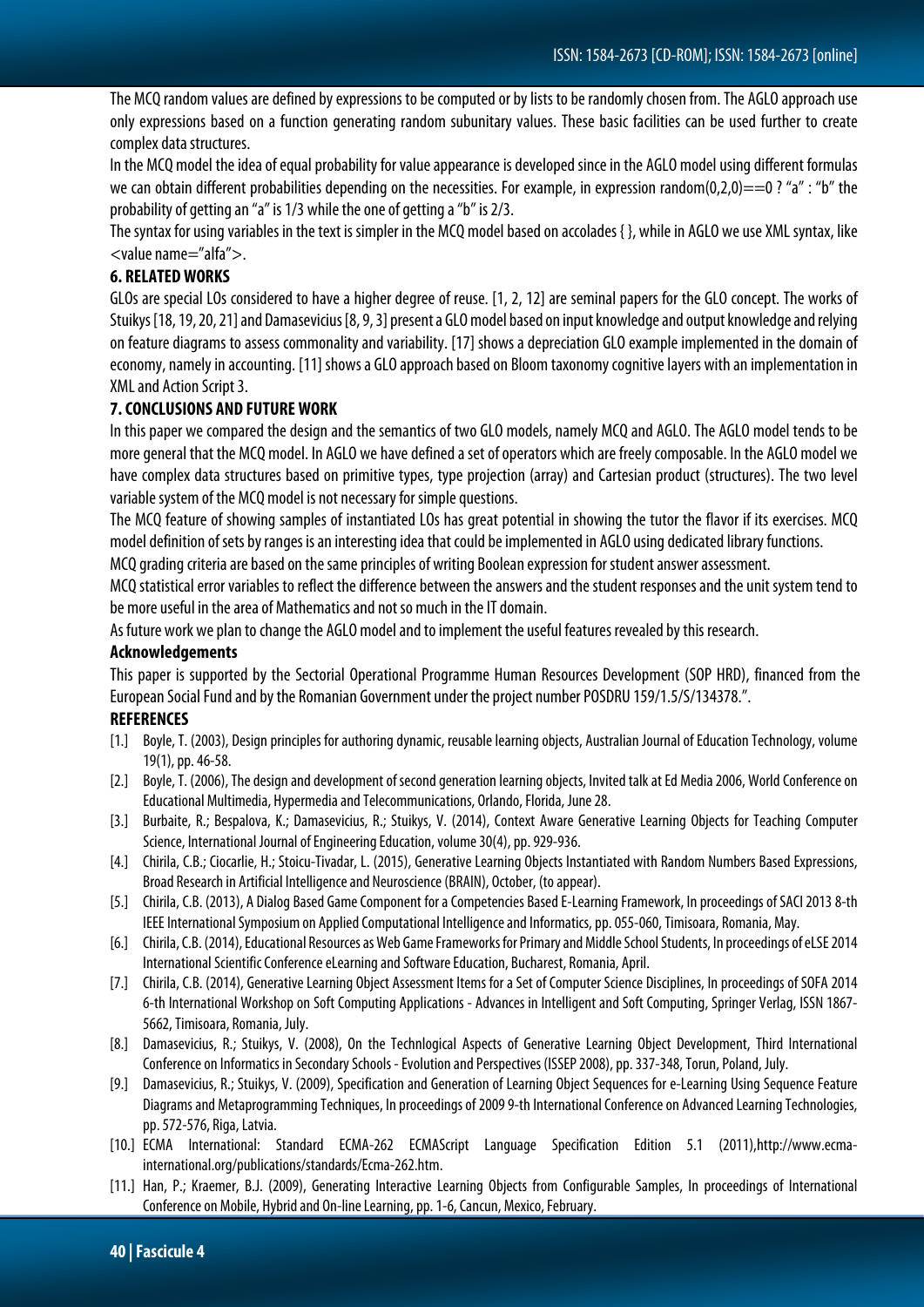The MCQ random values are defined by expressions to be computed or by lists to be randomly chosen from. The AGLO approach use only expressions based on a function generating random subunitary values. These basic facilities can be used further to create complex data structures.

In the MCQ model the idea of equal probability for value appearance is developed since in the AGLO model using different formulas we can obtain different probabilities depending on the necessities. For example, in expression random(0,2,0)==0 ? "a" : "b" the probability of getting an "a" is 1/3 while the one of getting a "b" is 2/3.

The syntax for using variables in the text is simpler in the MCQ model based on accolades { }, while in AGLO we use XML syntax, like <value name="alfa">.

## 6. RELATED WORKS

GLOs are special LOs considered to have a higher degree of reuse. [1, 2, 12] are seminal papers for the GLO concept. The works of Stuikys [18, 19, 20, 21] and Damasevicius [8, 9, 3] present a GLO model based on input knowledge and output knowledge and relying on feature diagrams to assess commonality and variability. [17] shows a depreciation GLO example implemented in the domain of economy, namely in accounting. [11] shows a GLO approach based on Bloom taxonomy cognitive layers with an implementation in XML and Action Script 3.

## 7. CONCLUSIONS AND FUTURE WORK

In this paper we compared the design and the semantics of two GLO models, namely MCQ and AGLO. The AGLO model tends to be more general that the MCQ model. In AGLO we have defined a set of operators which are freely composable. In the AGLO model we have complex data structures based on primitive types, type projection (array) and Cartesian product (structures). The two level variable system of the MCQ model is not necessary for simple questions.

The MCQ feature of showing samples of instantiated LOs has great potential in showing the tutor the flavor if its exercises. MCQ model definition of sets by ranges is an interesting idea that could be implemented in AGLO using dedicated library functions.

MCQ grading criteria are based on the same principles of writing Boolean expression for student answer assessment.

MCQ statistical error variables to reflect the difference between the answers and the student responses and the unit system tend to be more useful in the area of Mathematics and not so much in the IT domain.

As future work we plan to change the AGLO model and to implement the useful features revealed by this research.

### Acknowledgements

This paper is supported by the Sectorial Operational Programme Human Resources Development (SOP HRD), financed from the European Social Fund and by the Romanian Government under the project number POSDRU 159/1.5/S/134378.".

## REFERENCES

[1.] Boyle, T. (2003), Design principles for authoring dynamic, reusable learning objects, Australian Journal of Education Technology, volume 19(1), pp. 46-58.

[2.] Boyle, T. (2006), The design and development of second generation learning objects, Invited talk at Ed Media 2006, World Conference on Educational Multimedia, Hypermedia and Telecommunications, Orlando, Florida, June 28.

[3.] Burbaite, R.; Bespalova, K.; Damasevicius, R.; Stuikys, V. (2014), Context Aware Generative Learning Objects for Teaching Computer Science, International Journal of Engineering Education, volume 30(4), pp. 929-936.

[4.] Chirila, C.B.; Ciocarlie, H.; Stoicu-Tivadar, L. (2015), Generative Learning Objects Instantiated with Random Numbers Based Expressions, Broad Research in Artificial Intelligence and Neuroscience (BRAIN), October, (to appear).

[5.] Chirila, C.B. (2013), A Dialog Based Game Component for a Competencies Based E-Learning Framework, In proceedings of SACI 2013 8-th IEEE International Symposium on Applied Computational Intelligence and Informatics, pp. 055-060, Timisoara, Romania, May.

[6.] Chirila, C.B. (2014), Educational Resources as Web Game Frameworks for Primary and Middle School Students, In proceedings of eLSE 2014 International Scientific Conference eLearning and Software Education, Bucharest, Romania, April.

[7.] Chirila, C.B. (2014), Generative Learning Object Assessment Items for a Set of Computer Science Disciplines, In proceedings of SOFA 2014 6-th International Workshop on Soft Computing Applications - Advances in Intelligent and Soft Computing, Springer Verlag, ISSN 1867-5662, Timisoara, Romania, July.

[8.] Damasevicius, R.; Stuikys, V. (2008), On the Technlogical Aspects of Generative Learning Object Development, Third International Conference on Informatics in Secondary Schools - Evolution and Perspectives (ISSEP 2008), pp. 337-348, Torun, Poland, July.

[9.] Damasevicius, R.; Stuikys, V. (2009), Specification and Generation of Learning Object Sequences for e-Learning Using Sequence Feature Diagrams and Metaprogramming Techniques, In proceedings of 2009 9-th International Conference on Advanced Learning Technologies, pp. 572-576, Riga, Latvia.

[10.] ECMA International: Standard ECMA-262 ECMAScript Language Specification Edition 5.1 (2011),http://www.ecma-international.org/publications/standards/Ecma-262.htm.

[11.] Han, P.; Kraemer, B.J. (2009), Generating Interactive Learning Objects from Configurable Samples, In proceedings of International Conference on Mobile, Hybrid and On-line Learning, pp. 1-6, Cancun, Mexico, February.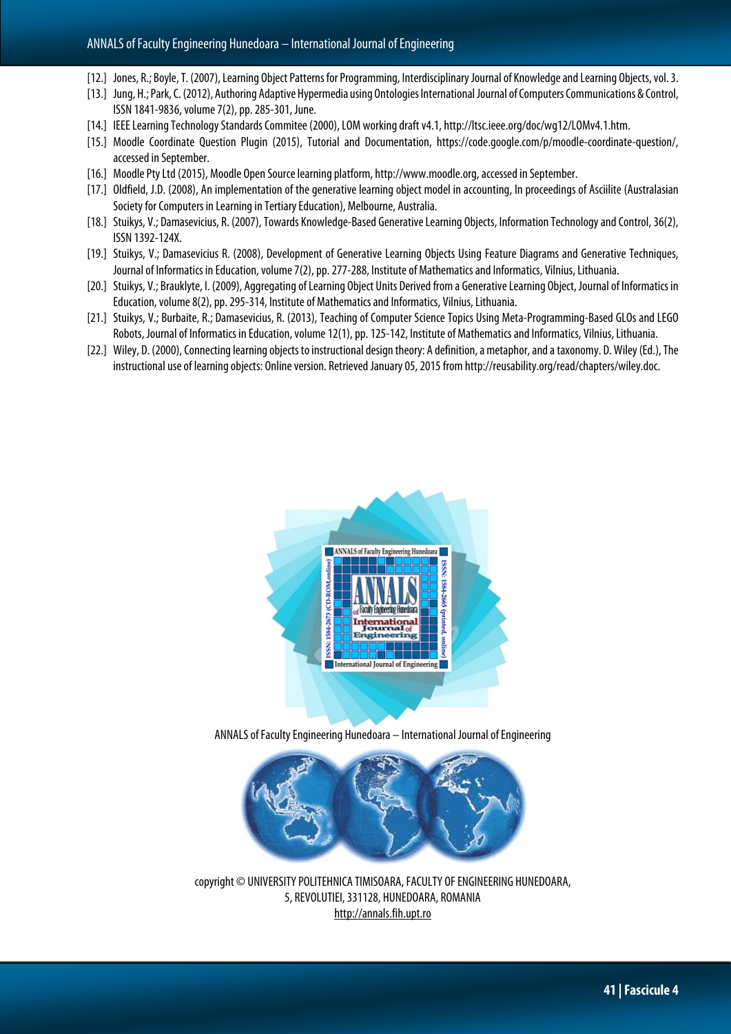[12.] Jones, R.; Boyle, T. (2007), Learning Object Patterns for Programming, Interdisciplinary Journal of Knowledge and Learning Objects, vol. 3.

[13.] Jung, H.; Park, C. (2012), Authoring Adaptive Hypermedia using Ontologies International Journal of Computers Communications & Control, ISSN 1841-9836, volume 7(2), pp. 285-301, June.

[14.] IEEE Learning Technology Standards Commitee (2000), LOM working draft v4.1, http://ltsc.ieee.org/doc/wg12/LOMv4.1.htm.

[15.] Moodle Coordinate Question Plugin (2015), Tutorial and Documentation, https://code.google.com/p/moodle-coordinate-question/, accessed in September.

[16.] Moodle Pty Ltd (2015), Moodle Open Source learning platform, http://www.moodle.org, accessed in September.

[17.] Oldfield, J.D. (2008), An implementation of the generative learning object model in accounting, In proceedings of Asciilite (Australasian Society for Computers in Learning in Tertiary Education), Melbourne, Australia.

[18.] Stuikys, V.; Damasevicius, R. (2007), Towards Knowledge-Based Generative Learning Objects, Information Technology and Control, 36(2), ISSN 1392-124X.

[19.] Stuikys, V.; Damasevicius R. (2008), Development of Generative Learning Objects Using Feature Diagrams and Generative Techniques, Journal of Informatics in Education, volume 7(2), pp. 277-288, Institute of Mathematics and Informatics, Vilnius, Lithuania.

[20.] Stuikys, V.; Brauklyte, I. (2009), Aggregating of Learning Object Units Derived from a Generative Learning Object, Journal of Informatics in Education, volume 8(2), pp. 295-314, Institute of Mathematics and Informatics, Vilnius, Lithuania.

[21.] Stuikys, V.; Burbaite, R.; Damasevicius, R. (2013), Teaching of Computer Science Topics Using Meta-Programming-Based GLOs and LEGO Robots, Journal of Informatics in Education, volume 12(1), pp. 125-142, Institute of Mathematics and Informatics, Vilnius, Lithuania.

[22.] Wiley, D. (2000), Connecting learning objects to instructional design theory: A definition, a metaphor, and a taxonomy. D. Wiley (Ed.), The instructional use of learning objects: Online version. Retrieved January 05, 2015 from http://reusability.org/read/chapters/wiley.doc.

ANNALS of Faculty Engineering Hunedoara – International Journal of Engineering

copyright © UNIVERSITY POLITEHNICA TIMISOARA, FACULTY OF ENGINEERING HUNEDOARA,
5, REVOLUTIEI, 331128, HUNEDOARA, ROMANIA
http://annals.fih.upt.ro